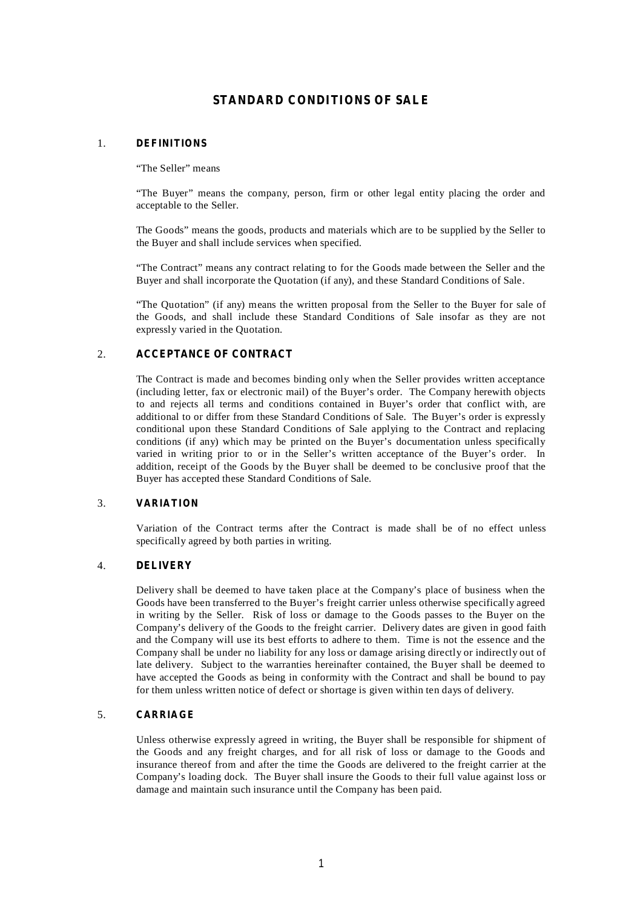# STANDARD CONDITIONS OF SALE

## 1. DEFINITIONS

"The Seller" means

"The Buyer" means the company, person, firm or other legal entity placing the order and acceptable to the Seller.

The Goods" means the goods, products and materials which are to be supplied by the Seller to the Buyer and shall include services when specified.

"The Contract" means any contract relating to for the Goods made between the Seller and the Buyer and shall incorporate the Quotation (if any), and these Standard Conditions of Sale.

"The Quotation" (if any) means the written proposal from the Seller to the Buyer for sale of the Goods, and shall include these Standard Conditions of Sale insofar as they are not expressly varied in the Quotation.

## 2. ACCEPTANCE OF CONTRACT

The Contract is made and becomes binding only when the Seller provides written acceptance (including letter, fax or electronic mail) of the Buyer's order. The Company herewith objects to and rejects all terms and conditions contained in Buyer's order that conflict with, are additional to or differ from these Standard Conditions of Sale. The Buyer's order is expressly conditional upon these Standard Conditions of Sale applying to the Contract and replacing conditions (if any) which may be printed on the Buyer's documentation unless specifically varied in writing prior to or in the Seller's written acceptance of the Buyer's order. In addition, receipt of the Goods by the Buyer shall be deemed to be conclusive proof that the Buyer has accepted these Standard Conditions of Sale.

## 3. VARIATION

Variation of the Contract terms after the Contract is made shall be of no effect unless specifically agreed by both parties in writing.

## 4. DELIVERY

Delivery shall be deemed to have taken place at the Company's place of business when the Goods have been transferred to the Buyer's freight carrier unless otherwise specifically agreed in writing by the Seller. Risk of loss or damage to the Goods passes to the Buyer on the Company's delivery of the Goods to the freight carrier. Delivery dates are given in good faith and the Company will use its best efforts to adhere to them. Time is not the essence and the Company shall be under no liability for any loss or damage arising directly or indirectly out of late delivery. Subject to the warranties hereinafter contained, the Buyer shall be deemed to have accepted the Goods as being in conformity with the Contract and shall be bound to pay for them unless written notice of defect or shortage is given within ten days of delivery.

## 5. CARRIAGE

Unless otherwise expressly agreed in writing, the Buyer shall be responsible for shipment of the Goods and any freight charges, and for all risk of loss or damage to the Goods and insurance thereof from and after the time the Goods are delivered to the freight carrier at the Company's loading dock. The Buyer shall insure the Goods to their full value against loss or damage and maintain such insurance until the Company has been paid.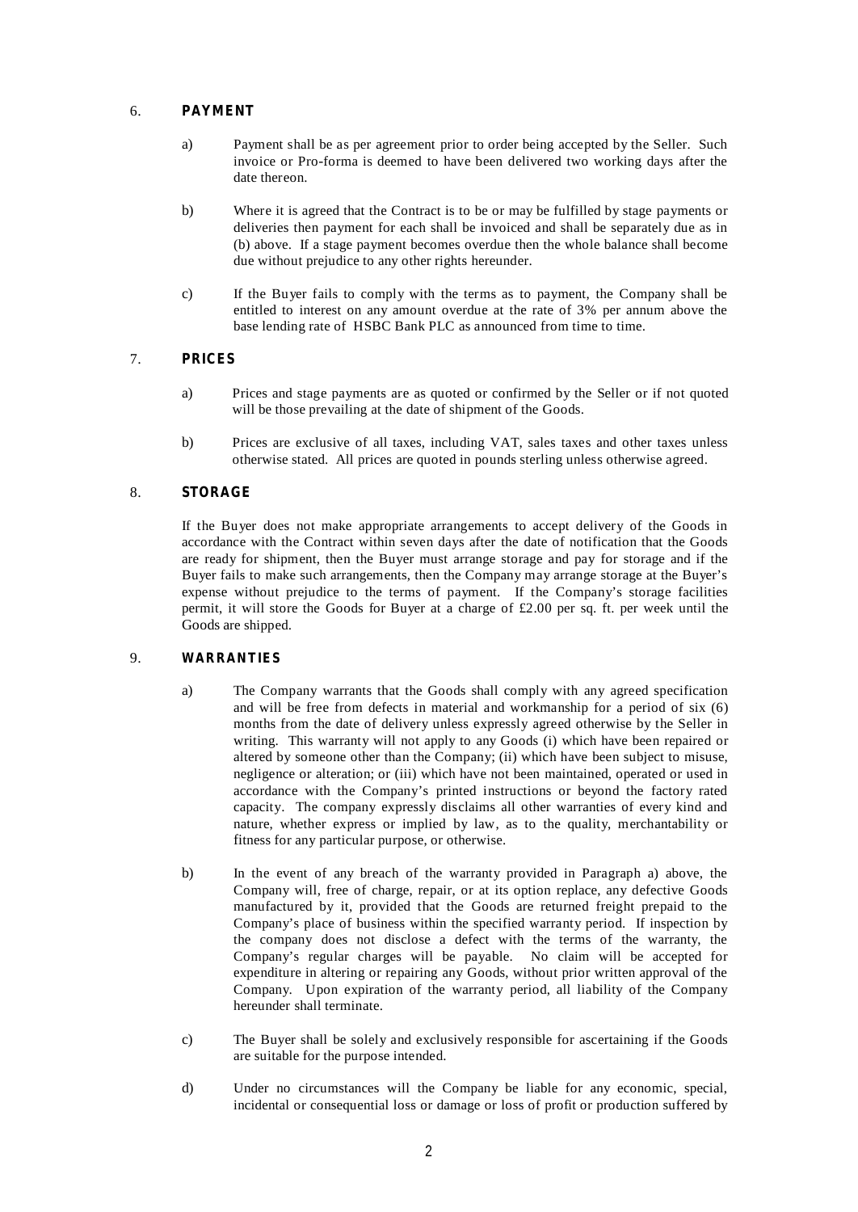## 6. PAYMENT

a) Payment shall be as per agreement prior to order being accepted by the Seller. Such invoice or Pro-forma is deemed to have been delivered two working days after the date thereon.

b) Where it is agreed that the Contract is to be or may be fulfilled by stage payments or deliveries then payment for each shall be invoiced and shall be separately due as in (b) above. If a stage payment becomes overdue then the whole balance shall become due without prejudice to any other rights hereunder.

c) If the Buyer fails to comply with the terms as to payment, the Company shall be entitled to interest on any amount overdue at the rate of 3% per annum above the base lending rate of HSBC Bank PLC as announced from time to time.

## 7. PRICES

a) Prices and stage payments are as quoted or confirmed by the Seller or if not quoted will be those prevailing at the date of shipment of the Goods.

b) Prices are exclusive of all taxes, including VAT, sales taxes and other taxes unless otherwise stated. All prices are quoted in pounds sterling unless otherwise agreed.

## 8. STORAGE

If the Buyer does not make appropriate arrangements to accept delivery of the Goods in accordance with the Contract within seven days after the date of notification that the Goods are ready for shipment, then the Buyer must arrange storage and pay for storage and if the Buyer fails to make such arrangements, then the Company may arrange storage at the Buyer's expense without prejudice to the terms of payment. If the Company's storage facilities permit, it will store the Goods for Buyer at a charge of £2.00 per sq. ft. per week until the Goods are shipped.

## 9. WARRANTIES

a) The Company warrants that the Goods shall comply with any agreed specification and will be free from defects in material and workmanship for a period of six (6) months from the date of delivery unless expressly agreed otherwise by the Seller in writing. This warranty will not apply to any Goods (i) which have been repaired or altered by someone other than the Company; (ii) which have been subject to misuse, negligence or alteration; or (iii) which have not been maintained, operated or used in accordance with the Company's printed instructions or beyond the factory rated capacity. The company expressly disclaims all other warranties of every kind and nature, whether express or implied by law, as to the quality, merchantability or fitness for any particular purpose, or otherwise.

b) In the event of any breach of the warranty provided in Paragraph a) above, the Company will, free of charge, repair, or at its option replace, any defective Goods manufactured by it, provided that the Goods are returned freight prepaid to the Company's place of business within the specified warranty period. If inspection by the company does not disclose a defect with the terms of the warranty, the Company's regular charges will be payable. No claim will be accepted for expenditure in altering or repairing any Goods, without prior written approval of the Company. Upon expiration of the warranty period, all liability of the Company hereunder shall terminate.

c) The Buyer shall be solely and exclusively responsible for ascertaining if the Goods are suitable for the purpose intended.

d) Under no circumstances will the Company be liable for any economic, special, incidental or consequential loss or damage or loss of profit or production suffered by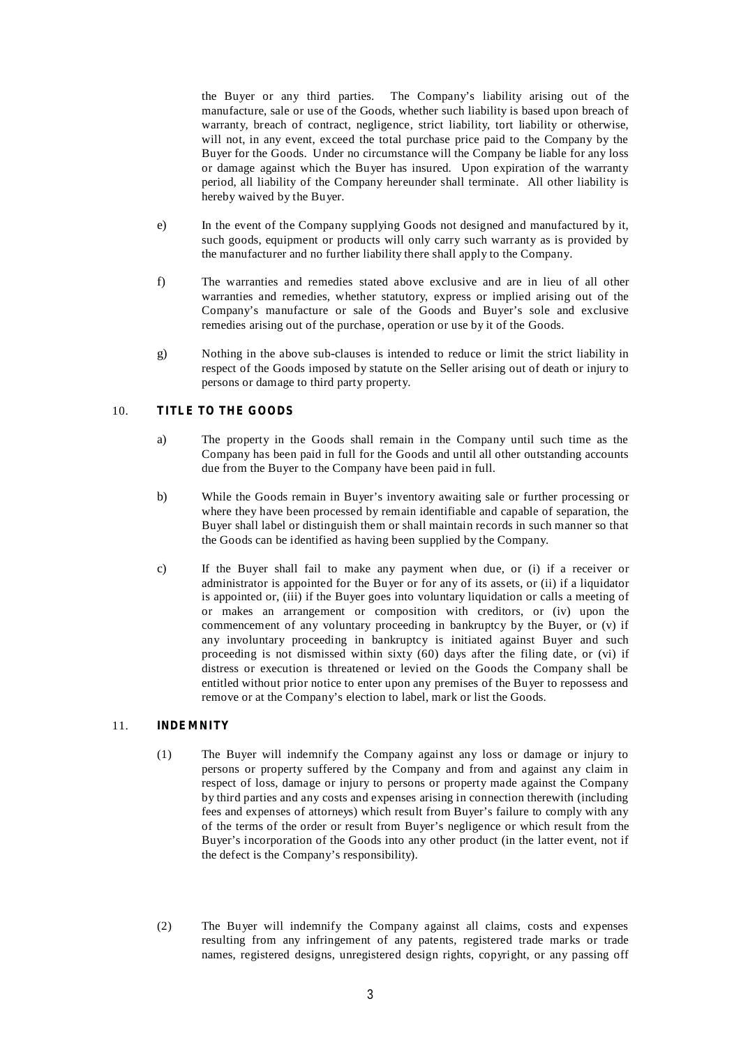the Buyer or any third parties. The Company's liability arising out of the manufacture, sale or use of the Goods, whether such liability is based upon breach of warranty, breach of contract, negligence, strict liability, tort liability or otherwise, will not, in any event, exceed the total purchase price paid to the Company by the Buyer for the Goods. Under no circumstance will the Company be liable for any loss or damage against which the Buyer has insured. Upon expiration of the warranty period, all liability of the Company hereunder shall terminate. All other liability is hereby waived by the Buyer.

e) In the event of the Company supplying Goods not designed and manufactured by it, such goods, equipment or products will only carry such warranty as is provided by the manufacturer and no further liability there shall apply to the Company.

f) The warranties and remedies stated above exclusive and are in lieu of all other warranties and remedies, whether statutory, express or implied arising out of the Company's manufacture or sale of the Goods and Buyer's sole and exclusive remedies arising out of the purchase, operation or use by it of the Goods.

g) Nothing in the above sub-clauses is intended to reduce or limit the strict liability in respect of the Goods imposed by statute on the Seller arising out of death or injury to persons or damage to third party property.

## 10. TITLE TO THE GOODS

a) The property in the Goods shall remain in the Company until such time as the Company has been paid in full for the Goods and until all other outstanding accounts due from the Buyer to the Company have been paid in full.

b) While the Goods remain in Buyer's inventory awaiting sale or further processing or where they have been processed by remain identifiable and capable of separation, the Buyer shall label or distinguish them or shall maintain records in such manner so that the Goods can be identified as having been supplied by the Company.

c) If the Buyer shall fail to make any payment when due, or (i) if a receiver or administrator is appointed for the Buyer or for any of its assets, or (ii) if a liquidator is appointed or, (iii) if the Buyer goes into voluntary liquidation or calls a meeting of or makes an arrangement or composition with creditors, or (iv) upon the commencement of any voluntary proceeding in bankruptcy by the Buyer, or (v) if any involuntary proceeding in bankruptcy is initiated against Buyer and such proceeding is not dismissed within sixty (60) days after the filing date, or (vi) if distress or execution is threatened or levied on the Goods the Company shall be entitled without prior notice to enter upon any premises of the Buyer to repossess and remove or at the Company's election to label, mark or list the Goods.

## 11. INDEMNITY

(1) The Buyer will indemnify the Company against any loss or damage or injury to persons or property suffered by the Company and from and against any claim in respect of loss, damage or injury to persons or property made against the Company by third parties and any costs and expenses arising in connection therewith (including fees and expenses of attorneys) which result from Buyer's failure to comply with any of the terms of the order or result from Buyer's negligence or which result from the Buyer's incorporation of the Goods into any other product (in the latter event, not if the defect is the Company's responsibility).

(2) The Buyer will indemnify the Company against all claims, costs and expenses resulting from any infringement of any patents, registered trade marks or trade names, registered designs, unregistered design rights, copyright, or any passing off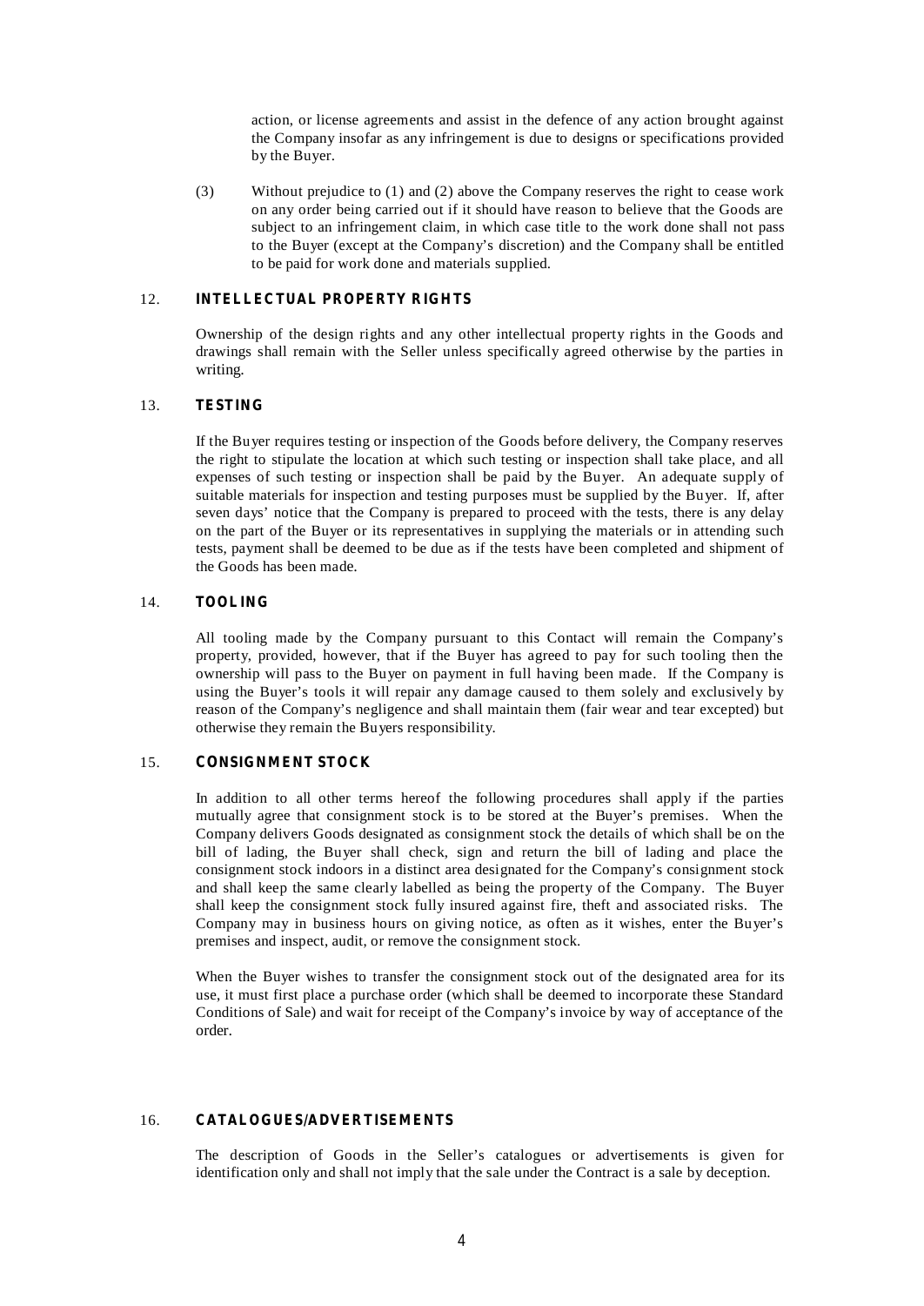action, or license agreements and assist in the defence of any action brought against the Company insofar as any infringement is due to designs or specifications provided by the Buyer.

(3) Without prejudice to (1) and (2) above the Company reserves the right to cease work on any order being carried out if it should have reason to believe that the Goods are subject to an infringement claim, in which case title to the work done shall not pass to the Buyer (except at the Company's discretion) and the Company shall be entitled to be paid for work done and materials supplied.

## 12. INTELLECTUAL PROPERTY RIGHTS

Ownership of the design rights and any other intellectual property rights in the Goods and drawings shall remain with the Seller unless specifically agreed otherwise by the parties in writing.

## 13. TESTING

If the Buyer requires testing or inspection of the Goods before delivery, the Company reserves the right to stipulate the location at which such testing or inspection shall take place, and all expenses of such testing or inspection shall be paid by the Buyer. An adequate supply of suitable materials for inspection and testing purposes must be supplied by the Buyer. If, after seven days' notice that the Company is prepared to proceed with the tests, there is any delay on the part of the Buyer or its representatives in supplying the materials or in attending such tests, payment shall be deemed to be due as if the tests have been completed and shipment of the Goods has been made.

## 14. TOOLING

All tooling made by the Company pursuant to this Contact will remain the Company's property, provided, however, that if the Buyer has agreed to pay for such tooling then the ownership will pass to the Buyer on payment in full having been made. If the Company is using the Buyer's tools it will repair any damage caused to them solely and exclusively by reason of the Company's negligence and shall maintain them (fair wear and tear excepted) but otherwise they remain the Buyers responsibility.

## 15. CONSIGNMENT STOCK

In addition to all other terms hereof the following procedures shall apply if the parties mutually agree that consignment stock is to be stored at the Buyer's premises. When the Company delivers Goods designated as consignment stock the details of which shall be on the bill of lading, the Buyer shall check, sign and return the bill of lading and place the consignment stock indoors in a distinct area designated for the Company's consignment stock and shall keep the same clearly labelled as being the property of the Company. The Buyer shall keep the consignment stock fully insured against fire, theft and associated risks. The Company may in business hours on giving notice, as often as it wishes, enter the Buyer's premises and inspect, audit, or remove the consignment stock.

When the Buyer wishes to transfer the consignment stock out of the designated area for its use, it must first place a purchase order (which shall be deemed to incorporate these Standard Conditions of Sale) and wait for receipt of the Company's invoice by way of acceptance of the order.

## 16. CATALOGUES/ADVERTISEMENTS

The description of Goods in the Seller's catalogues or advertisements is given for identification only and shall not imply that the sale under the Contract is a sale by deception.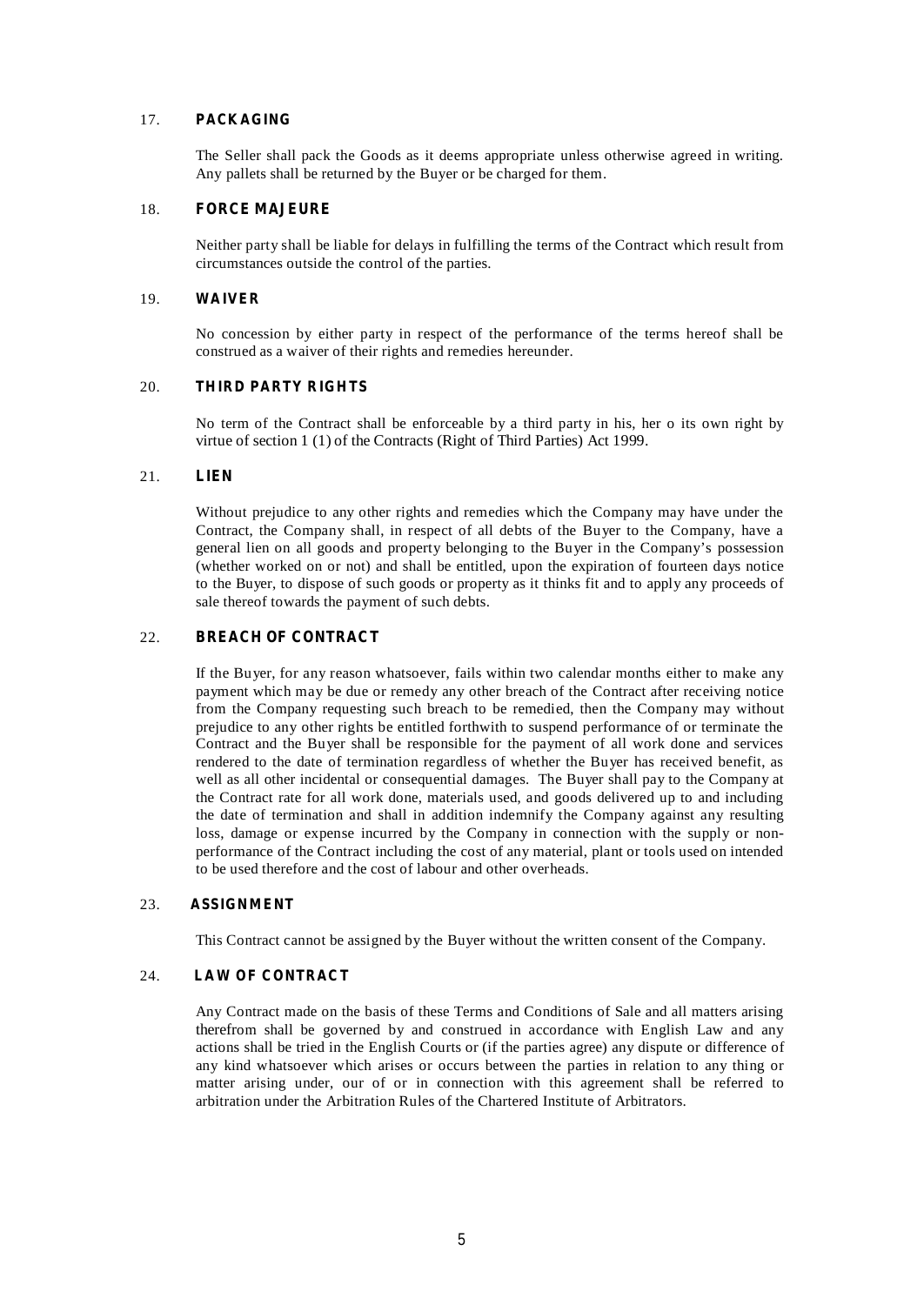## 17. PACKAGING

The Seller shall pack the Goods as it deems appropriate unless otherwise agreed in writing. Any pallets shall be returned by the Buyer or be charged for them.

## 18. FORCE MAJEURE

Neither party shall be liable for delays in fulfilling the terms of the Contract which result from circumstances outside the control of the parties.

## 19. WAIVER

No concession by either party in respect of the performance of the terms hereof shall be construed as a waiver of their rights and remedies hereunder.

## 20. THIRD PARTY RIGHTS

No term of the Contract shall be enforceable by a third party in his, her o its own right by virtue of section 1 (1) of the Contracts (Right of Third Parties) Act 1999.

## 21. LIEN

Without prejudice to any other rights and remedies which the Company may have under the Contract, the Company shall, in respect of all debts of the Buyer to the Company, have a general lien on all goods and property belonging to the Buyer in the Company's possession (whether worked on or not) and shall be entitled, upon the expiration of fourteen days notice to the Buyer, to dispose of such goods or property as it thinks fit and to apply any proceeds of sale thereof towards the payment of such debts.

## 22. BREACH OF CONTRACT

If the Buyer, for any reason whatsoever, fails within two calendar months either to make any payment which may be due or remedy any other breach of the Contract after receiving notice from the Company requesting such breach to be remedied, then the Company may without prejudice to any other rights be entitled forthwith to suspend performance of or terminate the Contract and the Buyer shall be responsible for the payment of all work done and services rendered to the date of termination regardless of whether the Buyer has received benefit, as well as all other incidental or consequential damages. The Buyer shall pay to the Company at the Contract rate for all work done, materials used, and goods delivered up to and including the date of termination and shall in addition indemnify the Company against any resulting loss, damage or expense incurred by the Company in connection with the supply or non-performance of the Contract including the cost of any material, plant or tools used on intended to be used therefore and the cost of labour and other overheads.

## 23. ASSIGNMENT

This Contract cannot be assigned by the Buyer without the written consent of the Company.

## 24. LAW OF CONTRACT

Any Contract made on the basis of these Terms and Conditions of Sale and all matters arising therefrom shall be governed by and construed in accordance with English Law and any actions shall be tried in the English Courts or (if the parties agree) any dispute or difference of any kind whatsoever which arises or occurs between the parties in relation to any thing or matter arising under, our of or in connection with this agreement shall be referred to arbitration under the Arbitration Rules of the Chartered Institute of Arbitrators.